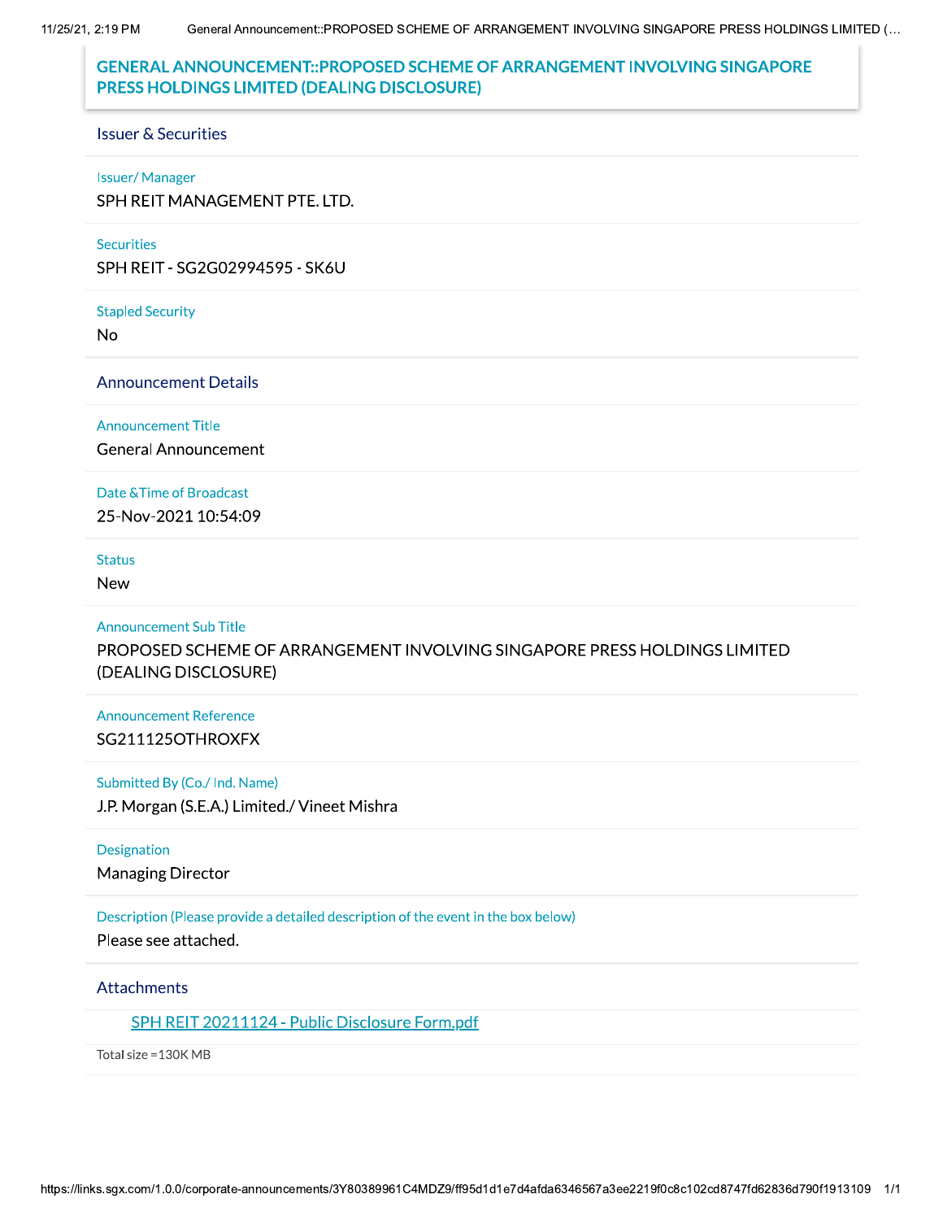# GENERAL ANNOUNCEMENT::PROPOSED SCHEME OF ARRANGEMENT INVOLVING SINGAPORE PRESS HOLDINGS LIMITED (DEALING DISCLOSURE)

## Issuer & Securities

**Issuer/ Manager**

SPH REIT MANAGEMENT PTE. LTD.

**Securities**

SPH REIT - SG2G02994595 - SK6U

**Stapled Security**

No

## Announcement Details

**Announcement Title**

General Announcement

**Date &Time of Broadcast**

25-Nov-2021 10:54:09

**Status**

New

**Announcement Sub Title**

PROPOSED SCHEME OF ARRANGEMENT INVOLVING SINGAPORE PRESS HOLDINGS LIMITED (DEALING DISCLOSURE)

**Announcement Reference**

SG211125OTHROXFX

**Submitted By (Co./ Ind. Name)**

J.P. Morgan (S.E.A.) Limited./ Vineet Mishra

**Designation**

Managing Director

**Description (Please provide a detailed description of the event in the box below)**

Please see attached.

## Attachments

SPH REIT 20211124 - Public Disclosure Form.pdf

Total size =130K MB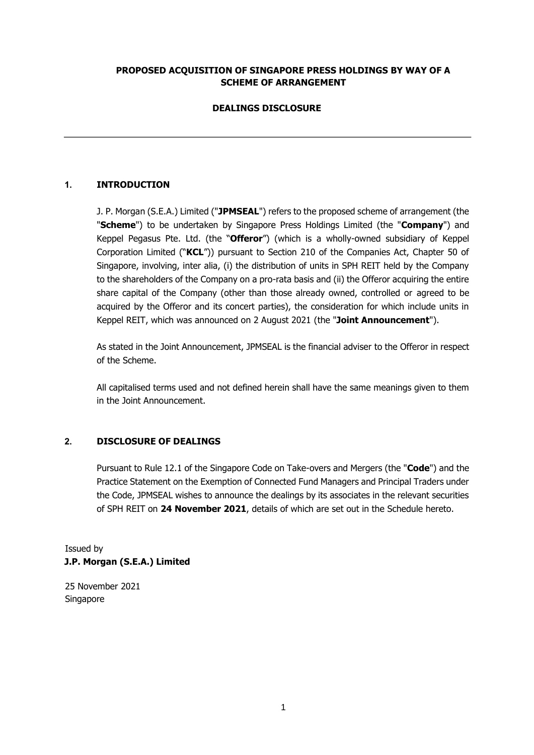**PROPOSED ACQUISITION OF SINGAPORE PRESS HOLDINGS BY WAY OF A SCHEME OF ARRANGEMENT**

**DEALINGS DISCLOSURE**

---

## 1. INTRODUCTION

J. P. Morgan (S.E.A.) Limited ("**JPMSEAL**") refers to the proposed scheme of arrangement (the "**Scheme**") to be undertaken by Singapore Press Holdings Limited (the "**Company**") and Keppel Pegasus Pte. Ltd. (the "**Offeror**") (which is a wholly-owned subsidiary of Keppel Corporation Limited ("**KCL**")) pursuant to Section 210 of the Companies Act, Chapter 50 of Singapore, involving, inter alia, (i) the distribution of units in SPH REIT held by the Company to the shareholders of the Company on a pro-rata basis and (ii) the Offeror acquiring the entire share capital of the Company (other than those already owned, controlled or agreed to be acquired by the Offeror and its concert parties), the consideration for which include units in Keppel REIT, which was announced on 2 August 2021 (the "**Joint Announcement**").

As stated in the Joint Announcement, JPMSEAL is the financial adviser to the Offeror in respect of the Scheme.

All capitalised terms used and not defined herein shall have the same meanings given to them in the Joint Announcement.

## 2. DISCLOSURE OF DEALINGS

Pursuant to Rule 12.1 of the Singapore Code on Take-overs and Mergers (the "**Code**") and the Practice Statement on the Exemption of Connected Fund Managers and Principal Traders under the Code, JPMSEAL wishes to announce the dealings by its associates in the relevant securities of SPH REIT on **24 November 2021**, details of which are set out in the Schedule hereto.

Issued by
**J.P. Morgan (S.E.A.) Limited**

25 November 2021
Singapore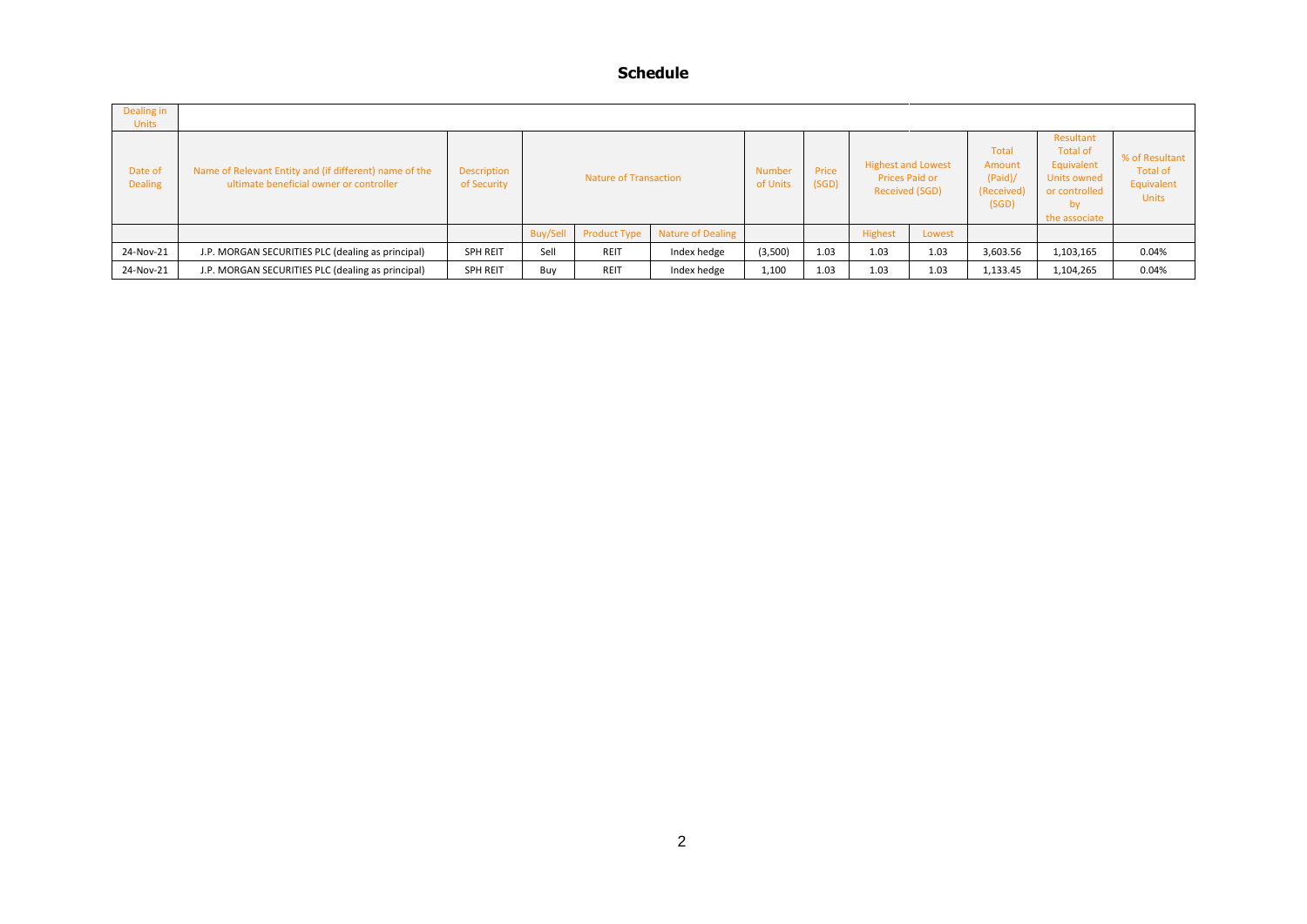# Schedule

| Dealing in Units | | | | | | | | | | | | | |
|---|---|---|---|---|---|---|---|---|---|---|---|---|---|
| Date of Dealing | Name of Relevant Entity and (if different) name of the ultimate beneficial owner or controller | Description of Security | Nature of Transaction | | | Number of Units | Price (SGD) | Highest and Lowest Prices Paid or Received (SGD) | | Total Amount (Paid)/ (Received) (SGD) | Resultant Total of Equivalent Units owned or controlled by the associate | % of Resultant Total of Equivalent Units |
| | | | Buy/Sell | Product Type | Nature of Dealing | | | Highest | Lowest | | | |
| 24-Nov-21 | J.P. MORGAN SECURITIES PLC (dealing as principal) | SPH REIT | Sell | REIT | Index hedge | (3,500) | 1.03 | 1.03 | 1.03 | 3,603.56 | 1,103,165 | 0.04% |
| 24-Nov-21 | J.P. MORGAN SECURITIES PLC (dealing as principal) | SPH REIT | Buy | REIT | Index hedge | 1,100 | 1.03 | 1.03 | 1.03 | 1,133.45 | 1,104,265 | 0.04% |